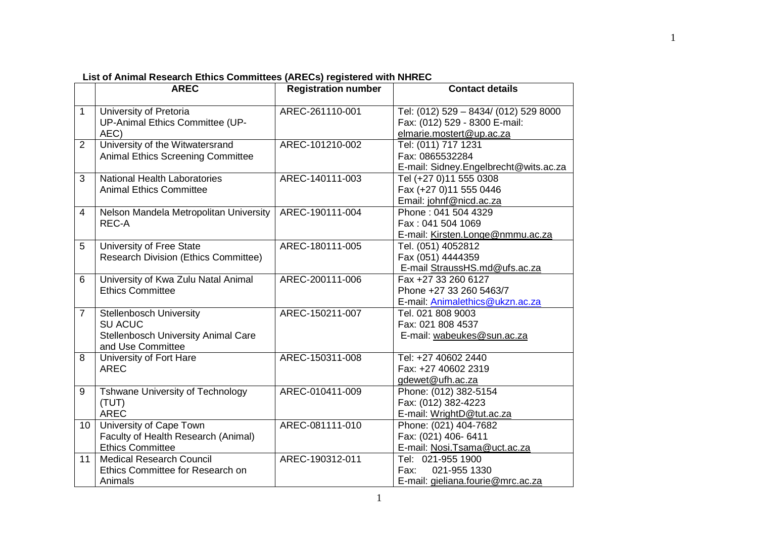**List of Animal Research Ethics Committees (ARECs) registered with NHREC**

| | AREC | Registration number | Contact details |
|---|---|---|---|
| 1 | University of Pretoria UP-Animal Ethics Committee (UP-AEC) | AREC-261110-001 | Tel: (012) 529 – 8434/ (012) 529 8000 Fax: (012) 529 - 8300 E-mail: elmarie.mostert@up.ac.za |
| 2 | University of the Witwatersrand Animal Ethics Screening Committee | AREC-101210-002 | Tel: (011) 717 1231 Fax: 0865532284 E-mail: Sidney.Engelbrecht@wits.ac.za |
| 3 | National Health Laboratories Animal Ethics Committee | AREC-140111-003 | Tel (+27 0)11 555 0308 Fax (+27 0)11 555 0446 Email: johnf@nicd.ac.za |
| 4 | Nelson Mandela Metropolitan University REC-A | AREC-190111-004 | Phone : 041 504 4329 Fax : 041 504 1069 E-mail: Kirsten.Longe@nmmu.ac.za |
| 5 | University of Free State Research Division (Ethics Committee) | AREC-180111-005 | Tel. (051) 4052812 Fax (051) 4444359 E-mail StraussHS.md@ufs.ac.za |
| 6 | University of Kwa Zulu Natal Animal Ethics Committee | AREC-200111-006 | Fax +27 33 260 6127 Phone +27 33 260 5463/7 E-mail: Animalethics@ukzn.ac.za |
| 7 | Stellenbosch University SU ACUC Stellenbosch University Animal Care and Use Committee | AREC-150211-007 | Tel. 021 808 9003 Fax: 021 808 4537 E-mail: wabeukes@sun.ac.za |
| 8 | University of Fort Hare AREC | AREC-150311-008 | Tel: +27 40602 2440 Fax: +27 40602 2319 gdewet@ufh.ac.za |
| 9 | Tshwane University of Technology (TUT) AREC | AREC-010411-009 | Phone: (012) 382-5154 Fax: (012) 382-4223 E-mail: WrightD@tut.ac.za |
| 10 | University of Cape Town Faculty of Health Research (Animal) Ethics Committee | AREC-081111-010 | Phone: (021) 404-7682 Fax: (021) 406- 6411 E-mail: Nosi.Tsama@uct.ac.za |
| 11 | Medical Research Council Ethics Committee for Research on Animals | AREC-190312-011 | Tel: 021-955 1900 Fax: 021-955 1330 E-mail: gieliana.fourie@mrc.ac.za |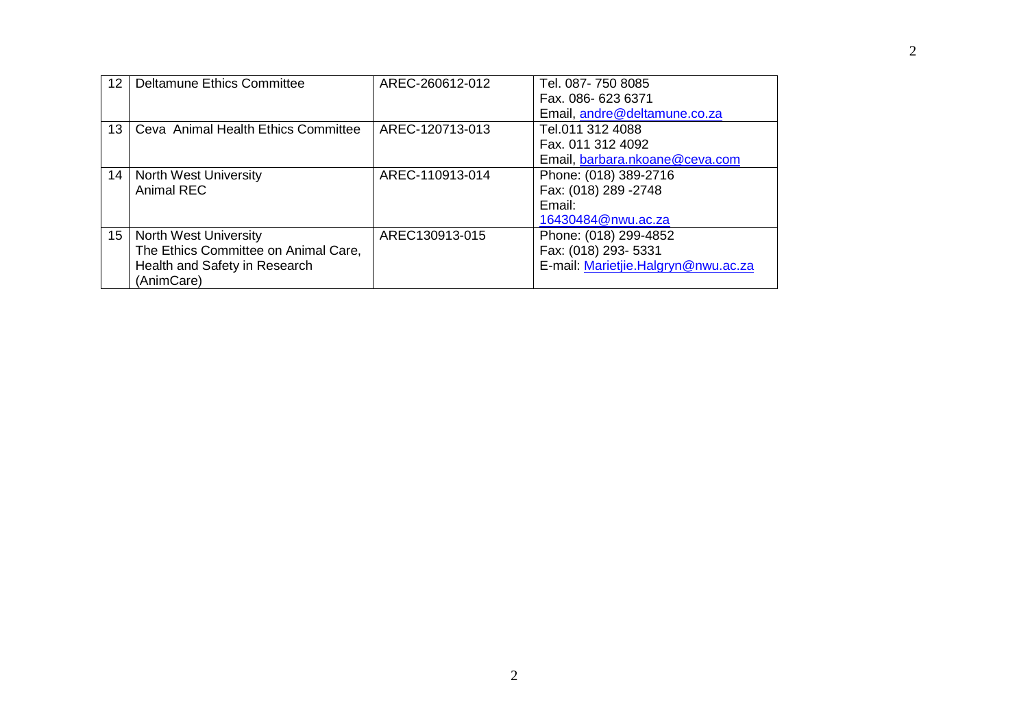| | | | |
|---|---|---|---|
| 12 | Deltamune Ethics Committee | AREC-260612-012 | Tel. 087- 750 8085<br>Fax. 086- 623 6371<br>Email, andre@deltamune.co.za |
| 13 | Ceva Animal Health Ethics Committee | AREC-120713-013 | Tel.011 312 4088<br>Fax. 011 312 4092<br>Email, barbara.nkoane@ceva.com |
| 14 | North West University<br>Animal REC | AREC-110913-014 | Phone: (018) 389-2716<br>Fax: (018) 289 -2748<br>Email:<br>16430484@nwu.ac.za |
| 15 | North West University<br>The Ethics Committee on Animal Care, Health and Safety in Research (AnimCare) | AREC130913-015 | Phone: (018) 299-4852<br>Fax: (018) 293- 5331<br>E-mail: Marietjie.Halgryn@nwu.ac.za |